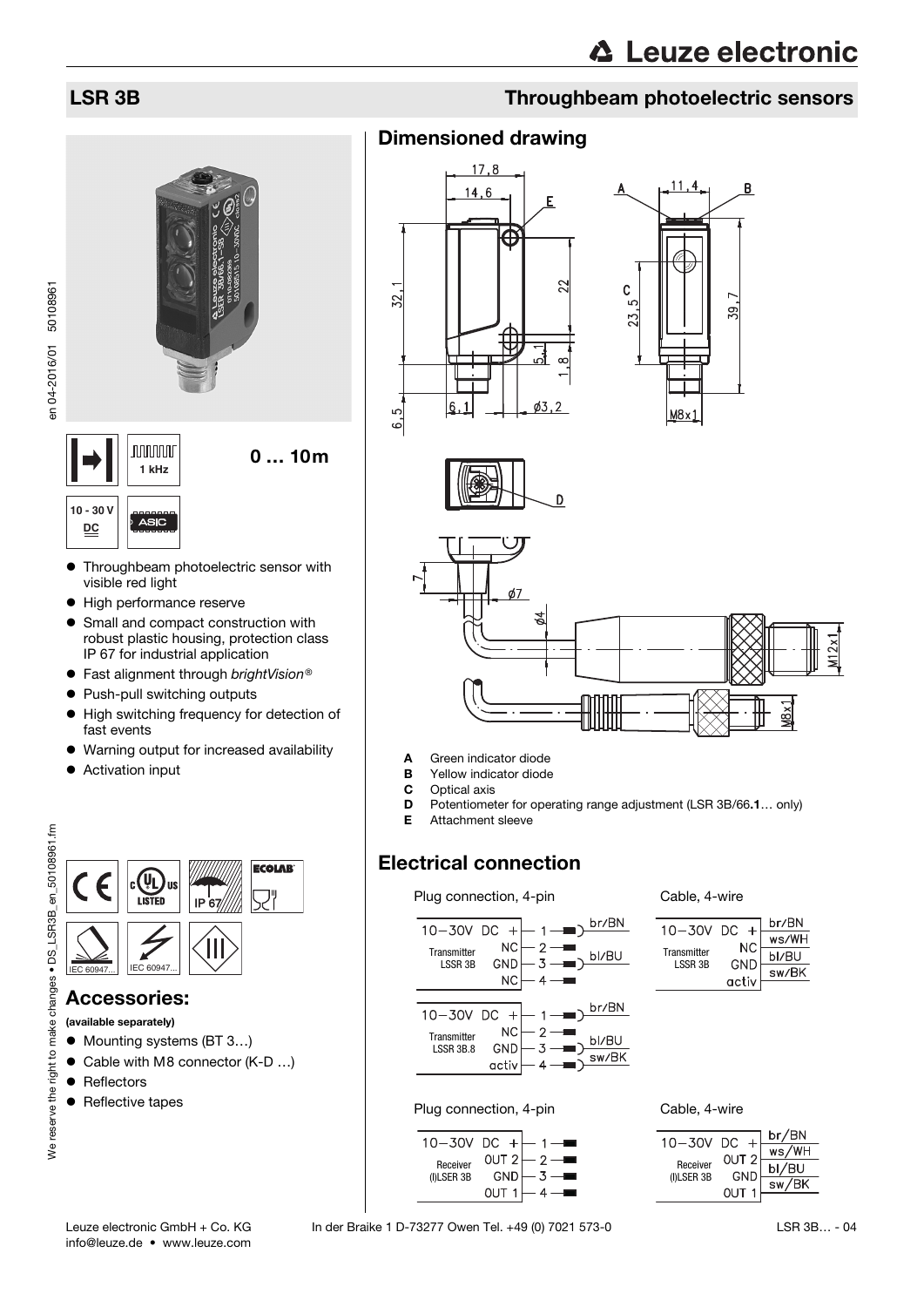# LSR 3B

## Throughbeam photoelectric sensors

1 kHz

0 … 10m

10 - 30 V DC

ASIC

- Throughbeam photoelectric sensor with visible red light
- High performance reserve
- Small and compact construction with robust plastic housing, protection class IP 67 for industrial application
- Fast alignment through *brightVision®*
- Push-pull switching outputs
- High switching frequency for detection of fast events
- Warning output for increased availability
- Activation input

## Accessories:

**(available separately)**

- Mounting systems (BT 3…)
- Cable with M8 connector (K-D …)
- Reflectors
- Reflective tapes

## Dimensioned drawing

- **A** Green indicator diode
- **B** Yellow indicator diode
- **C** Optical axis
- **D** Potentiometer for operating range adjustment (LSR 3B/66**.1**… only)
- **E** Attachment sleeve

## Electrical connection

Plug connection, 4-pin

| Transmitter LSSR 3B | Pin | Wire |
|---|---|---|
| 10-30V DC + | 1 | br/BN |
| NC | 2 | |
| GND | 3 | bl/BU |
| NC | 4 | |

| Transmitter LSSR 3B.8 | Pin | Wire |
|---|---|---|
| 10-30V DC + | 1 | br/BN |
| NC | 2 | |
| GND | 3 | bl/BU |
| activ | 4 | sw/BK |

Cable, 4-wire

| Transmitter LSSR 3B | Wire |
|---|---|
| 10-30V DC + | br/BN |
| NC | ws/WH |
| GND | bl/BU |
| activ | sw/BK |

Plug connection, 4-pin

| Receiver (I)LSER 3B | Pin |
|---|---|
| 10-30V DC + | 1 |
| OUT 2 | 2 |
| GND | 3 |
| OUT 1 | 4 |

Cable, 4-wire

| Receiver (I)LSER 3B | Wire |
|---|---|
| 10-30V DC + | br/BN |
| OUT 2 | ws/WH |
| GND | bl/BU |
| OUT 1 | sw/BK |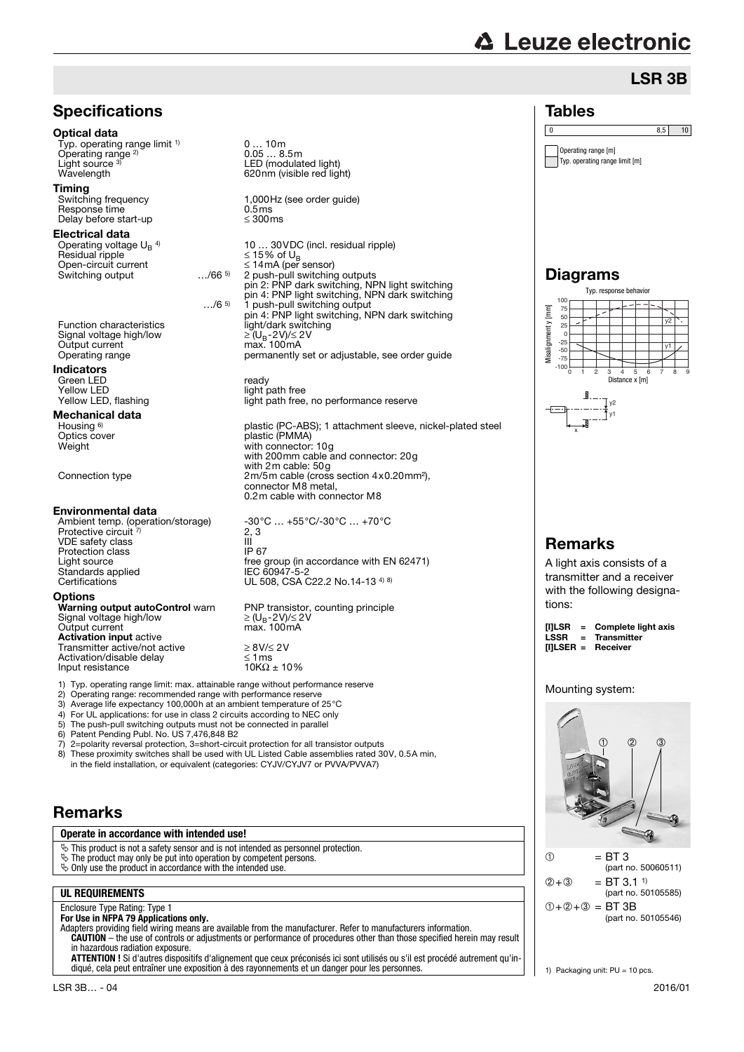## LSR 3B

## Specifications

### Optical data

| | |
|---|---|
| Typ. operating range limit [1] | 0 … 10m |
| Operating range [2] | 0.05 … 8.5m |
| Light source [3] | LED (modulated light) |
| Wavelength | 620nm (visible red light) |

### Timing

| | |
|---|---|
| Switching frequency | 1,000Hz (see order guide) |
| Response time | 0.5ms |
| Delay before start-up | ≤ 300ms |

### Electrical data

| | | |
|---|---|---|
| Operating voltage $U_B$ [4] | | 10 … 30VDC (incl. residual ripple) |
| Residual ripple | | ≤ 15% of $U_B$ |
| Open-circuit current | | ≤ 14mA (per sensor) |
| Switching output | …/66 [5] | 2 push-pull switching outputs<br>pin 2: PNP dark switching, NPN light switching<br>pin 4: PNP light switching, NPN dark switching |
| | …/6 [5] | 1 push-pull switching output<br>pin 4: PNP light switching, NPN dark switching |
| Function characteristics | | light/dark switching |
| Signal voltage high/low | | ≥ ($U_B$-2V)/≤ 2V |
| Output current | | max. 100mA |
| Operating range | | permanently set or adjustable, see order guide |

### Indicators

| | |
|---|---|
| Green LED | ready |
| Yellow LED | light path free |
| Yellow LED, flashing | light path free, no performance reserve |

### Mechanical data

| | |
|---|---|
| Housing [6] | plastic (PC-ABS); 1 attachment sleeve, nickel-plated steel |
| Optics cover | plastic (PMMA) |
| Weight | with connector: 10g<br>with 200mm cable and connector: 20g<br>with 2m cable: 50g |
| Connection type | 2m/5m cable (cross section 4x0.20mm²),<br>connector M8 metal,<br>0.2m cable with connector M8 |

### Environmental data

| | |
|---|---|
| Ambient temp. (operation/storage) | -30°C … +55°C/-30°C … +70°C |
| Protective circuit [7] | 2, 3 |
| VDE safety class | III |
| Protection class | IP 67 |
| Light source | free group (in accordance with EN 62471) |
| Standards applied | IEC 60947-5-2 |
| Certifications | UL 508, CSA C22.2 No.14-13 [4] [8] |

### Options

| | |
|---|---|
| **Warning output autoControl** warn | PNP transistor, counting principle |
| Signal voltage high/low | ≥ ($U_B$-2V)/≤ 2V |
| Output current | max. 100mA |
| **Activation input** active | |
| Transmitter active/not active | ≥ 8V/≤ 2V |
| Activation/disable delay | ≤ 1ms |
| Input resistance | 10KΩ ± 10% |

1) Typ. operating range limit: max. attainable range without performance reserve
2) Operating range: recommended range with performance reserve
3) Average life expectancy 100,000h at an ambient temperature of 25°C
4) For UL applications: for use in class 2 circuits according to NEC only
5) The push-pull switching outputs must not be connected in parallel
6) Patent Pending Publ. No. US 7,476,848 B2
7) 2=polarity reversal protection, 3=short-circuit protection for all transistor outputs
8) These proximity switches shall be used with UL Listed Cable assemblies rated 30V, 0.5A min, in the field installation, or equivalent (categories: CYJV/CYJV7 or PVVA/PVVA7)

## Remarks

**Operate in accordance with intended use!**

- This product is not a safety sensor and is not intended as personnel protection.
- The product may only be put into operation by competent persons.
- Only use the product in accordance with the intended use.

**UL REQUIREMENTS**

Enclosure Type Rating: Type 1
**For Use in NFPA 79 Applications only.**
Adapters providing field wiring means are available from the manufacturer. Refer to manufacturers information.
**CAUTION** – the use of controls or adjustments or performance of procedures other than those specified herein may result in hazardous radiation exposure.
**ATTENTION !** Si d'autres dispositifs d'alignement que ceux préconisés ici sont utilisés ou s'il est procédé autrement qu'indiqué, cela peut entraîner une exposition à des rayonnements et un danger pour les personnes.

## Tables

| 0 | 8,5 | 10 |
|---|---|---|

Operating range [m]
Typ. operating range limit [m]

## Diagrams

Typ. response behavior

Misalignment y [mm] (-100 … 100) vs. Distance x [m] (0 … 9); curves y1, y2

## Remarks

A light axis consists of a transmitter and a receiver with the following designations:

| | | |
|---|---|---|
| **[I]LSR** | = | **Complete light axis** |
| **LSSR** | = | **Transmitter** |
| **[I]LSER** | = | **Receiver** |

Mounting system:

| | |
|---|---|
| ① | = BT 3 (part no. 50060511) |
| ②+③ | = BT 3.1 [1] (part no. 50105585) |
| ①+②+③ | = BT 3B (part no. 50105546) |

1) Packaging unit: PU = 10 pcs.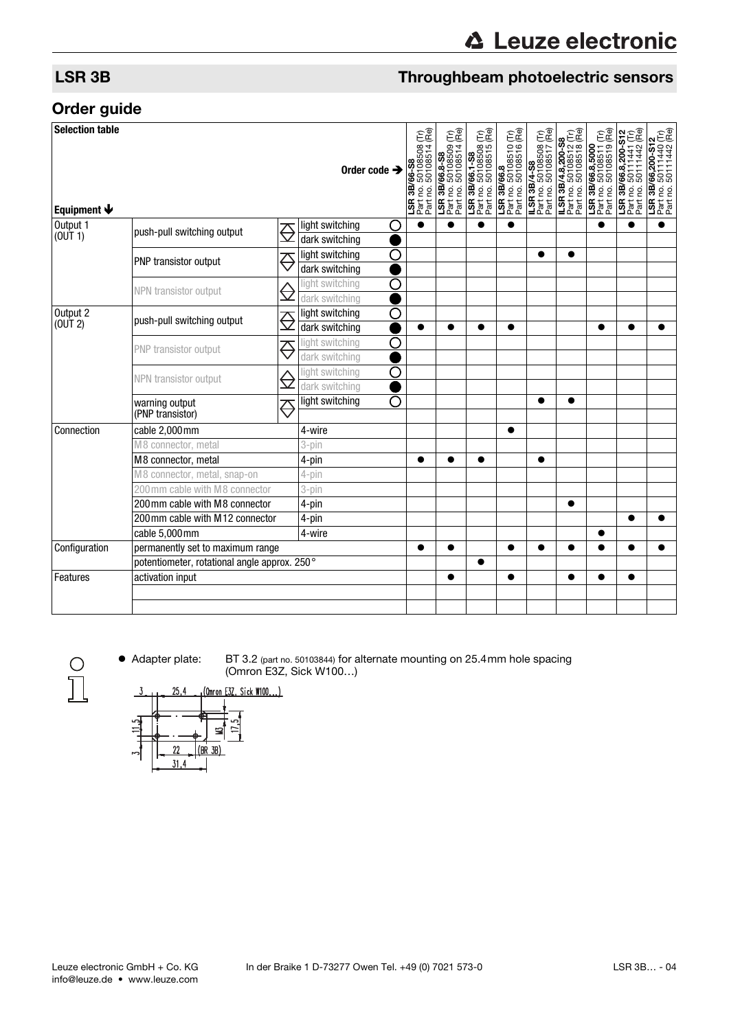## LSR 3B

## Throughbeam photoelectric sensors

## Order guide

| Selection table / Equipment ↓ | | | Order code → | LSR 3B/66-S8 Part no. 50108508 (Tr) Part no. 50108514 (Re) | LSR 3B/66.8-S8 Part no. 50108509 (Tr) Part no. 50108514 (Re) | LSR 3B/66.1-S8 Part no. 50108508 (Tr) Part no. 50108515 (Re) | LSR 3B/66.8 Part no. 50108510 (Tr) Part no. 50108516 (Re) | ILSR 3B/4-S8 Part no. 50108508 (Tr) Part no. 50108517 (Re) | ILSR 3B/4.8,200-S8 Part no. 50108512 (Tr) Part no. 50108518 (Re) | LSR 3B/66.8,5000 Part no. 50108511 (Tr) Part no. 50108519 (Re) | LSR 3B/66.8,200-S12 Part no. 50111441 (Tr) Part no. 50111442 (Re) | LSR 3B/66,200-S12 Part no. 50111440 (Tr) Part no. 50111442 (Re) |
|---|---|---|---|---|---|---|---|---|---|---|---|---|
| Output 1 (OUT 1) | push-pull switching output | light switching | ○ | ● | ● | ● | ● | | | ● | ● | ● |
| | | dark switching | ● | | | | | | | | | |
| | PNP transistor output | light switching | ○ | | | | | ● | ● | | | |
| | | dark switching | ● | | | | | | | | | |
| | NPN transistor output | light switching | ○ | | | | | | | | | |
| | | dark switching | ● | | | | | | | | | |
| Output 2 (OUT 2) | push-pull switching output | light switching | ○ | | | | | | | | | |
| | | dark switching | ● | ● | ● | ● | ● | | | ● | ● | ● |
| | PNP transistor output | light switching | ○ | | | | | | | | | |
| | | dark switching | ● | | | | | | | | | |
| | NPN transistor output | light switching | ○ | | | | | | | | | |
| | | dark switching | ● | | | | | | | | | |
| | warning output (PNP transistor) | light switching | ○ | | | | | ● | ● | | | |
| Connection | cable 2,000mm | 4-wire | | | | | ● | | | | | |
| | M8 connector, metal | 3-pin | | | | | | | | | | |
| | M8 connector, metal | 4-pin | | ● | ● | ● | | ● | | | | |
| | M8 connector, metal, snap-on | 4-pin | | | | | | | | | | |
| | 200mm cable with M8 connector | 3-pin | | | | | | | | | | |
| | 200mm cable with M8 connector | 4-pin | | | | | | | ● | | | |
| | 200mm cable with M12 connector | 4-pin | | | | | | | | | ● | ● |
| | cable 5,000mm | 4-wire | | | | | | | | ● | | |
| Configuration | permanently set to maximum range | | | ● | ● | | ● | ● | ● | ● | ● | ● |
| | potentiometer, rotational angle approx. 250° | | | | | ● | | | | | | |
| Features | activation input | | | | ● | | ● | | ● | ● | ● | |

- Adapter plate: BT 3.2 (part no. 50103844) for alternate mounting on 25.4mm hole spacing (Omron E3Z, Sick W100…)